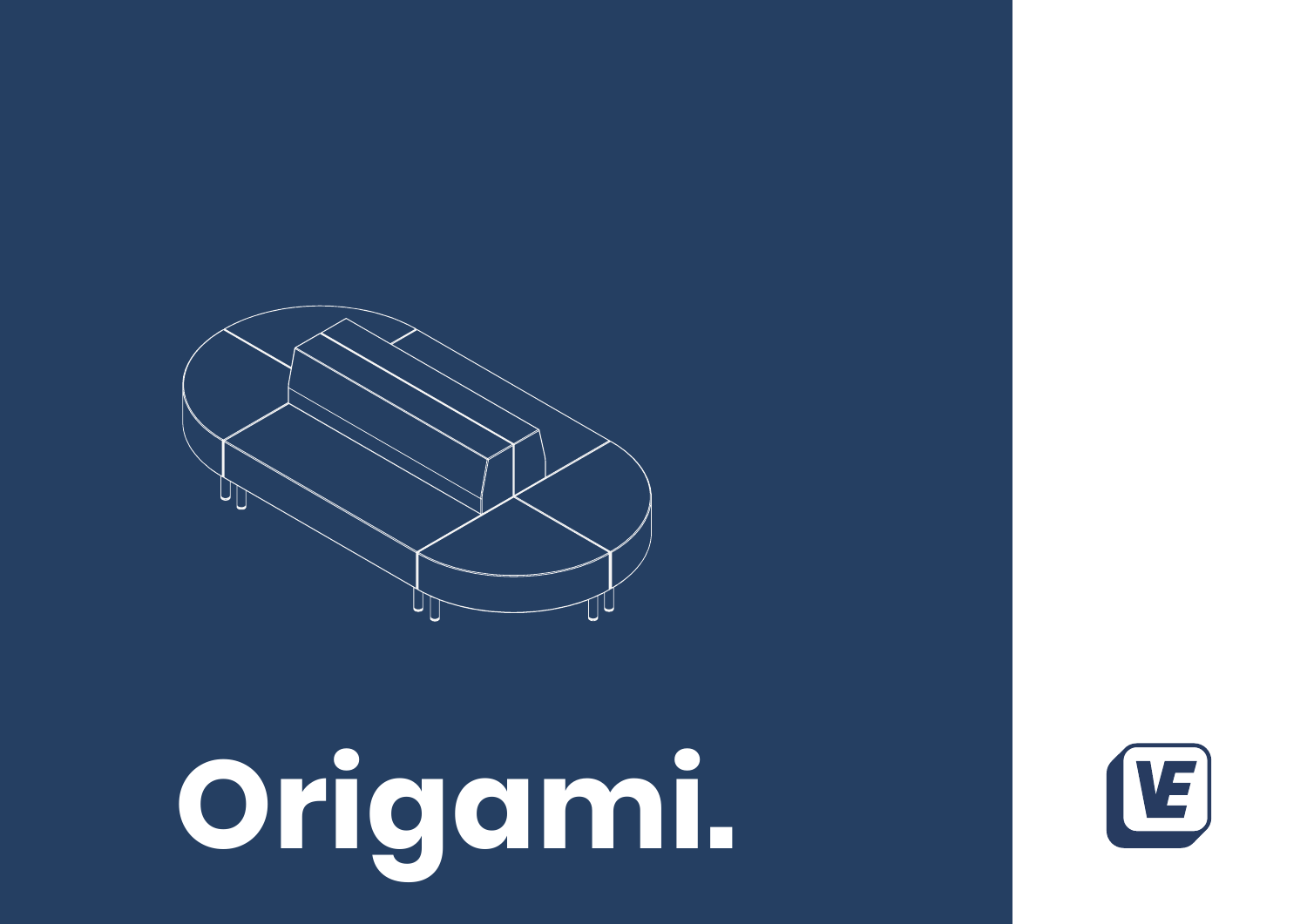# Origami.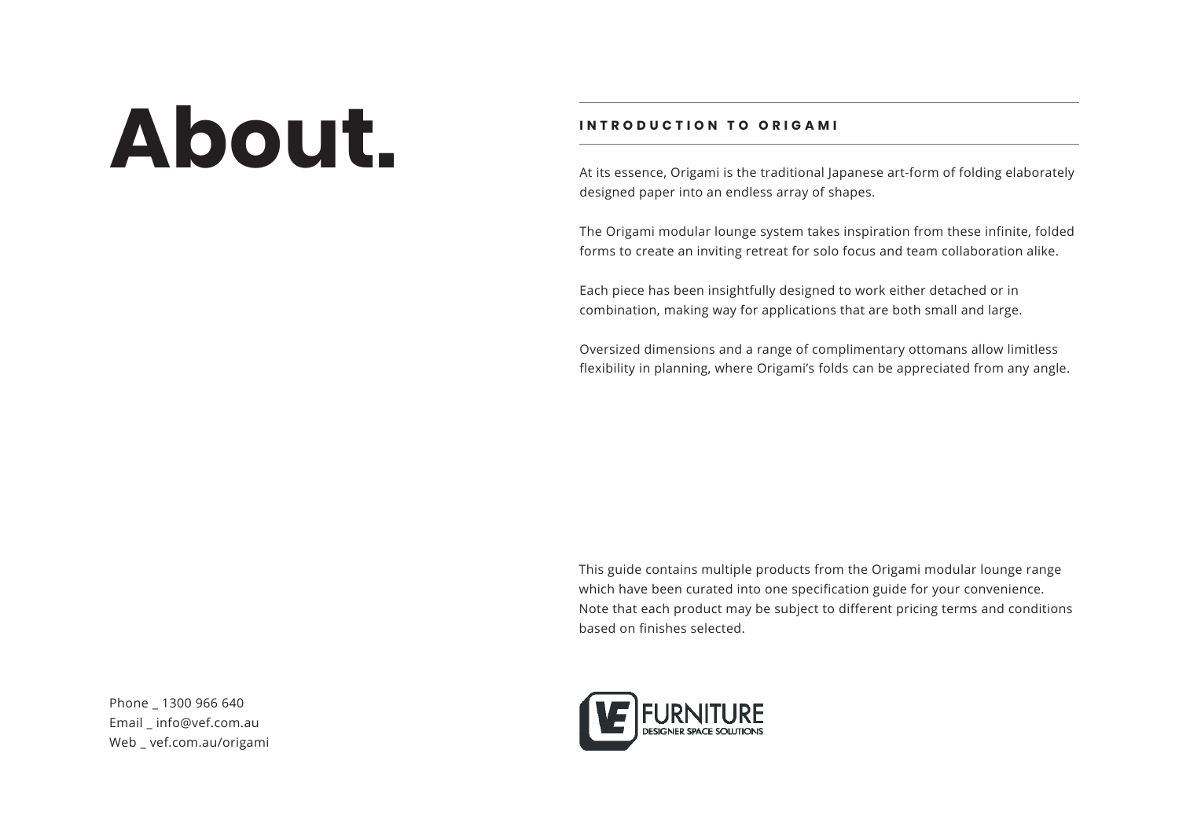# About.

## INTRODUCTION TO ORIGAMI

At its essence, Origami is the traditional Japanese art-form of folding elaborately designed paper into an endless array of shapes.

The Origami modular lounge system takes inspiration from these infinite, folded forms to create an inviting retreat for solo focus and team collaboration alike.

Each piece has been insightfully designed to work either detached or in combination, making way for applications that are both small and large.

Oversized dimensions and a range of complimentary ottomans allow limitless flexibility in planning, where Origami's folds can be appreciated from any angle.

This guide contains multiple products from the Origami modular lounge range which have been curated into one specification guide for your convenience. Note that each product may be subject to different pricing terms and conditions based on finishes selected.

Phone _ 1300 966 640
Email _ info@vef.com.au
Web _ vef.com.au/origami

VE FURNITURE
DESIGNER SPACE SOLUTIONS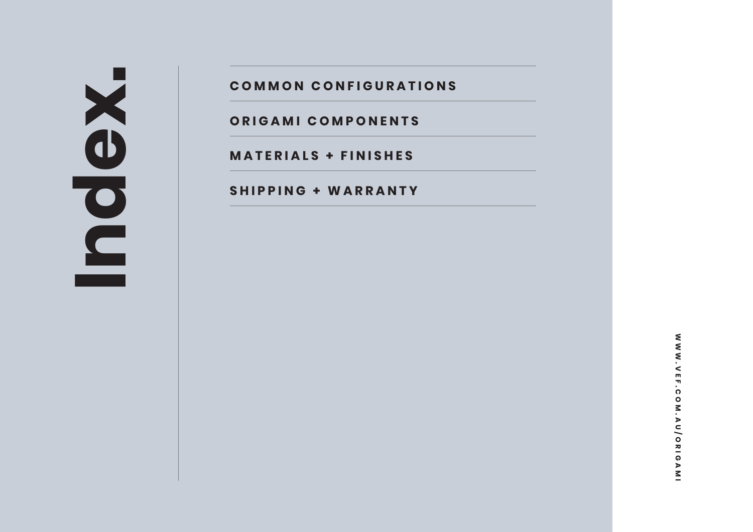# Index.

- COMMON CONFIGURATIONS
- ORIGAMI COMPONENTS
- MATERIALS + FINISHES
- SHIPPING + WARRANTY

WWW.VEF.COM.AU/ORIGAMI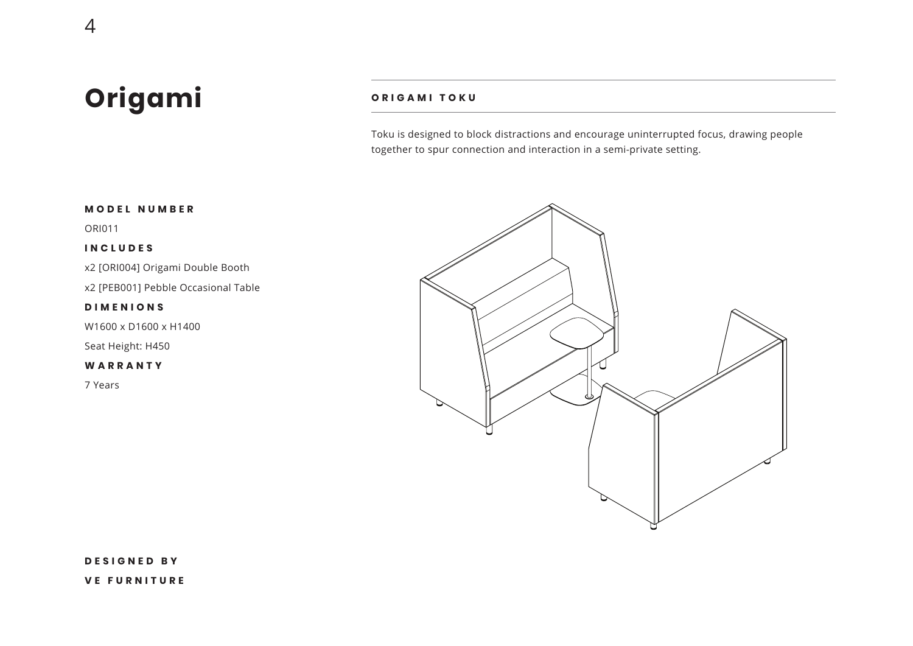# Origami

## ORIGAMI TOKU

Toku is designed to block distractions and encourage uninterrupted focus, drawing people together to spur connection and interaction in a semi-private setting.

**MODEL NUMBER**

ORI011

**INCLUDES**

x2 [ORI004] Origami Double Booth

x2 [PEB001] Pebble Occasional Table

**DIMENIONS**

W1600 x D1600 x H1400

Seat Height: H450

**WARRANTY**

7 Years

**DESIGNED BY**

**VE FURNITURE**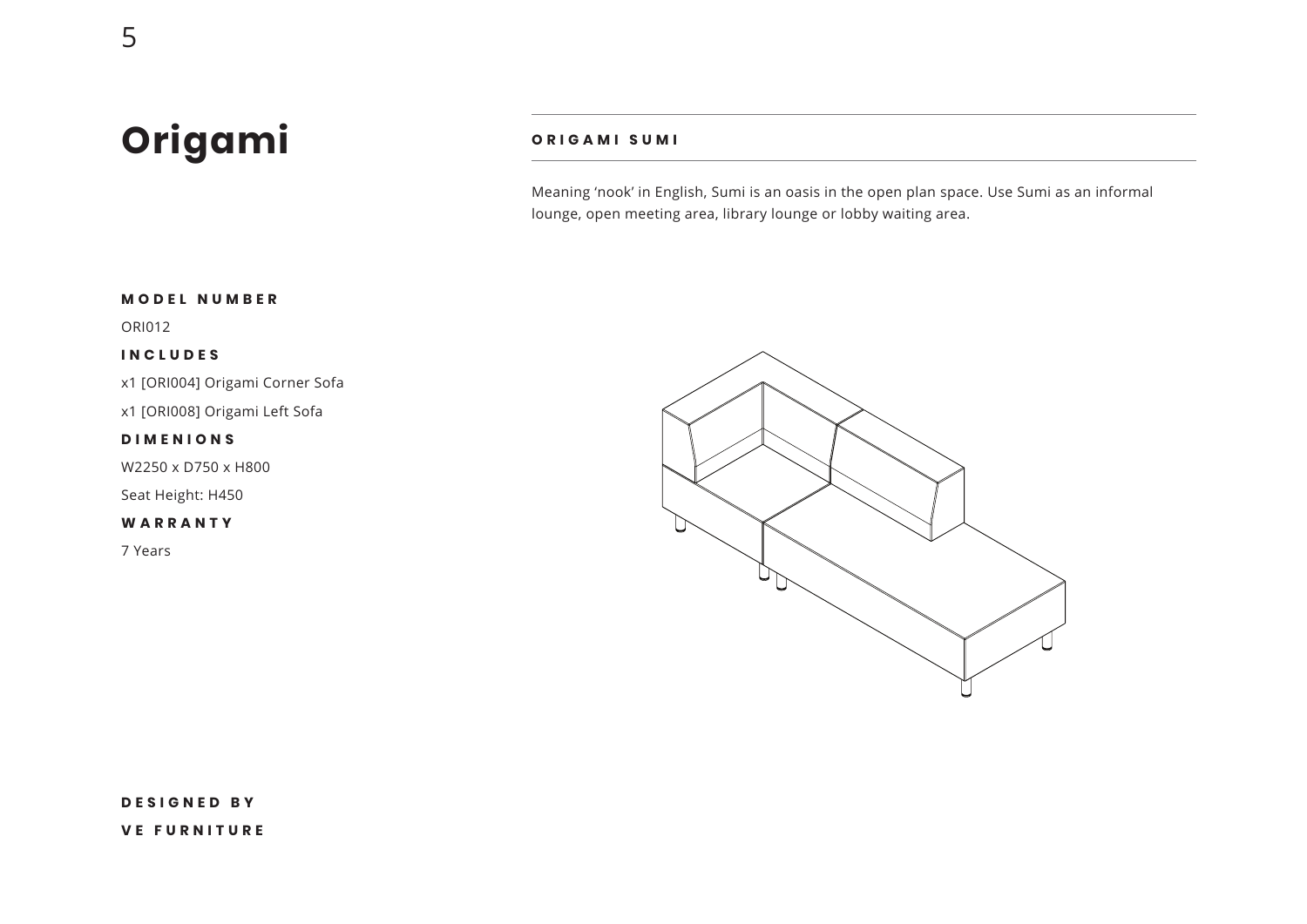# Origami

## ORIGAMI SUMI

Meaning 'nook' in English, Sumi is an oasis in the open plan space. Use Sumi as an informal lounge, open meeting area, library lounge or lobby waiting area.

**MODEL NUMBER**

ORI012

**INCLUDES**

x1 [ORI004] Origami Corner Sofa

x1 [ORI008] Origami Left Sofa

**DIMENSIONS**

W2250 x D750 x H800

Seat Height: H450

**WARRANTY**

7 Years

**DESIGNED BY**

**VE FURNITURE**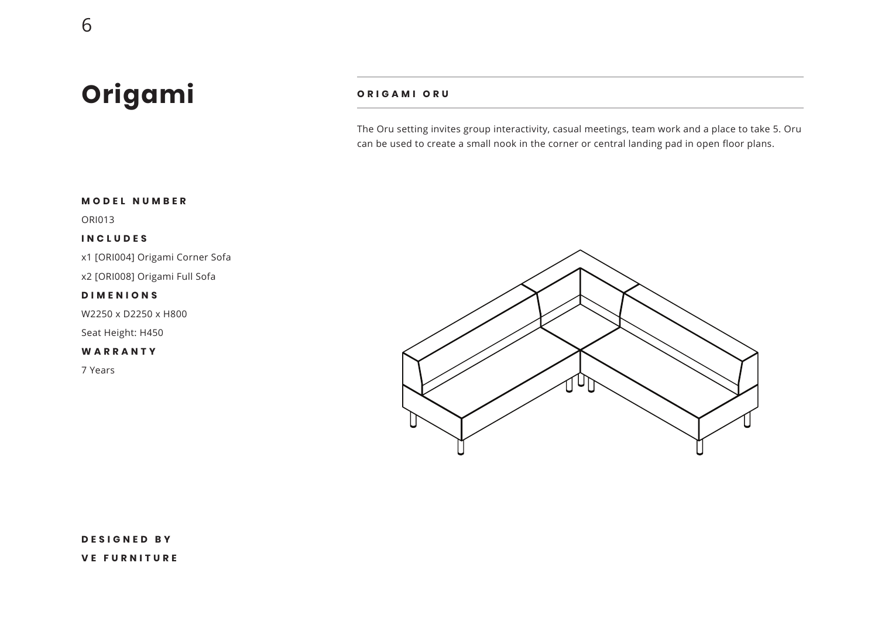# Origami

## ORIGAMI ORU

The Oru setting invites group interactivity, casual meetings, team work and a place to take 5. Oru can be used to create a small nook in the corner or central landing pad in open floor plans.

**MODEL NUMBER**

ORI013

**INCLUDES**

x1 [ORI004] Origami Corner Sofa

x2 [ORI008] Origami Full Sofa

**DIMENIONS**

W2250 x D2250 x H800

Seat Height: H450

**WARRANTY**

7 Years

**DESIGNED BY**

**VE FURNITURE**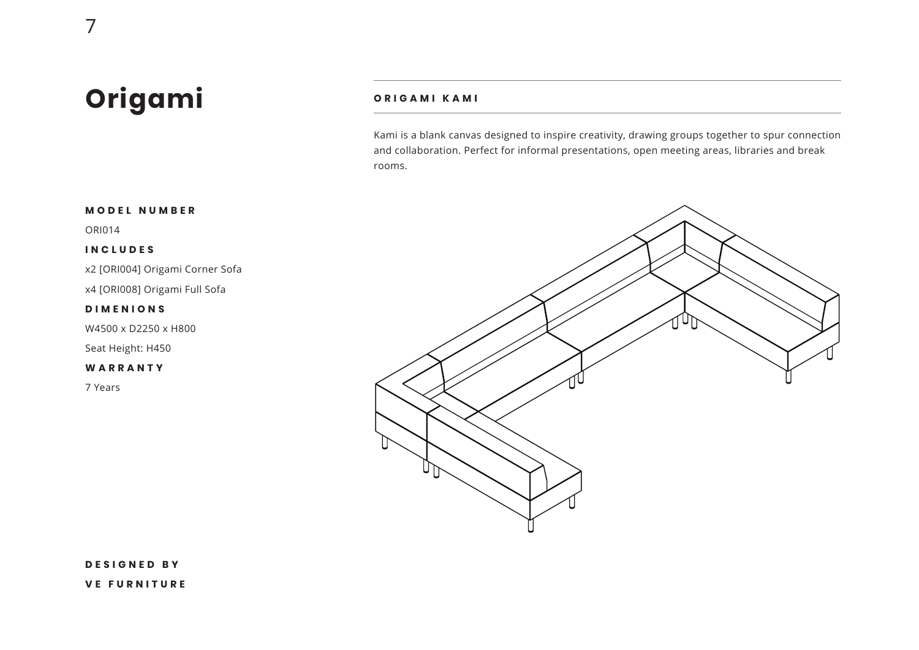# Origami

## ORIGAMI KAMI

Kami is a blank canvas designed to inspire creativity, drawing groups together to spur connection and collaboration. Perfect for informal presentations, open meeting areas, libraries and break rooms.

**MODEL NUMBER**

ORI014

**INCLUDES**

x2 [ORI004] Origami Corner Sofa

x4 [ORI008] Origami Full Sofa

**DIMENIONS**

W4500 x D2250 x H800

Seat Height: H450

**WARRANTY**

7 Years

**DESIGNED BY**

**VE FURNITURE**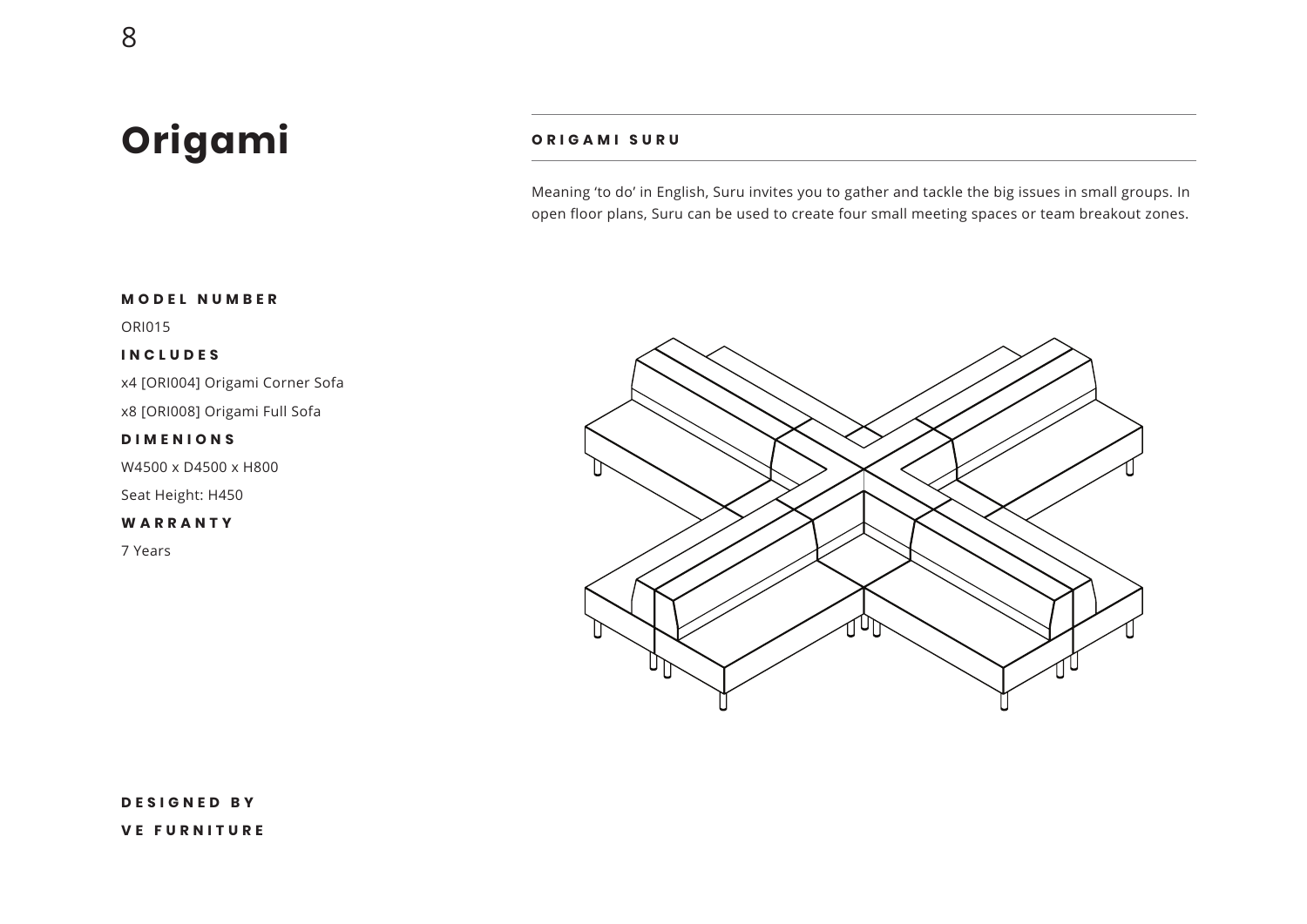# Origami

## ORIGAMI SURU

Meaning 'to do' in English, Suru invites you to gather and tackle the big issues in small groups. In open floor plans, Suru can be used to create four small meeting spaces or team breakout zones.

**MODEL NUMBER**

ORI015

**INCLUDES**

x4 [ORI004] Origami Corner Sofa

x8 [ORI008] Origami Full Sofa

**DIMENIONS**

W4500 x D4500 x H800

Seat Height: H450

**WARRANTY**

7 Years

**DESIGNED BY**

**VE FURNITURE**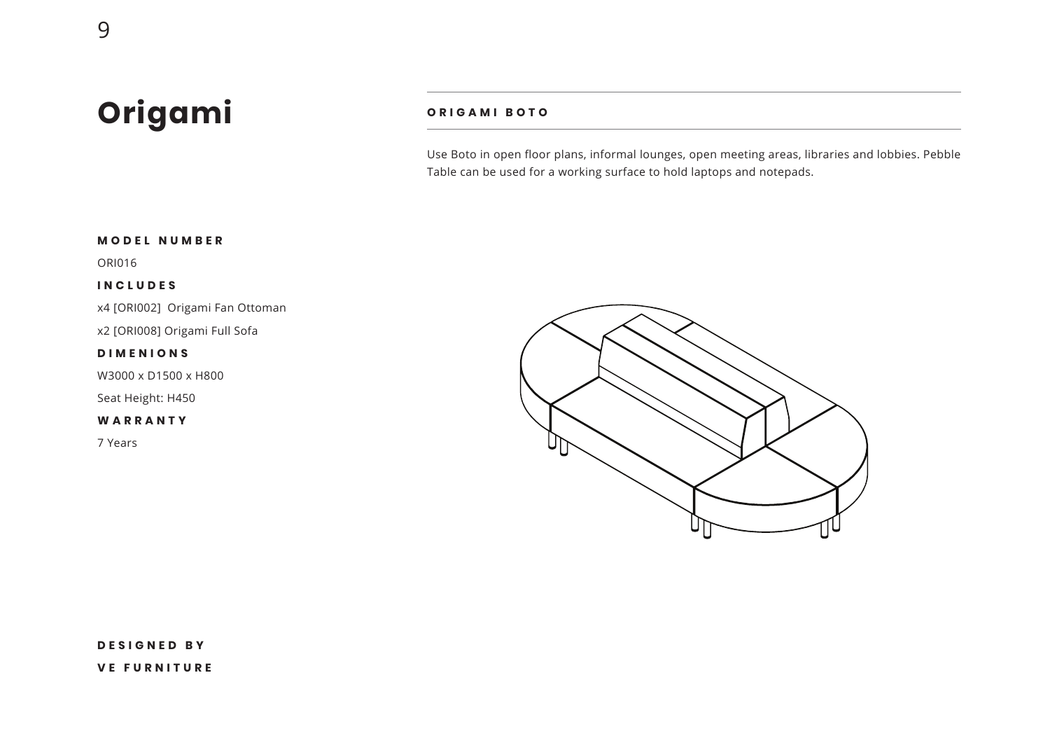# Origami

## ORIGAMI BOTO

Use Boto in open floor plans, informal lounges, open meeting areas, libraries and lobbies. Pebble Table can be used for a working surface to hold laptops and notepads.

**MODEL NUMBER**

ORI016

**INCLUDES**

x4 [ORI002]  Origami Fan Ottoman

x2 [ORI008] Origami Full Sofa

**DIMENIONS**

W3000 x D1500 x H800

Seat Height: H450

**WARRANTY**

7 Years

**DESIGNED BY**

**VE FURNITURE**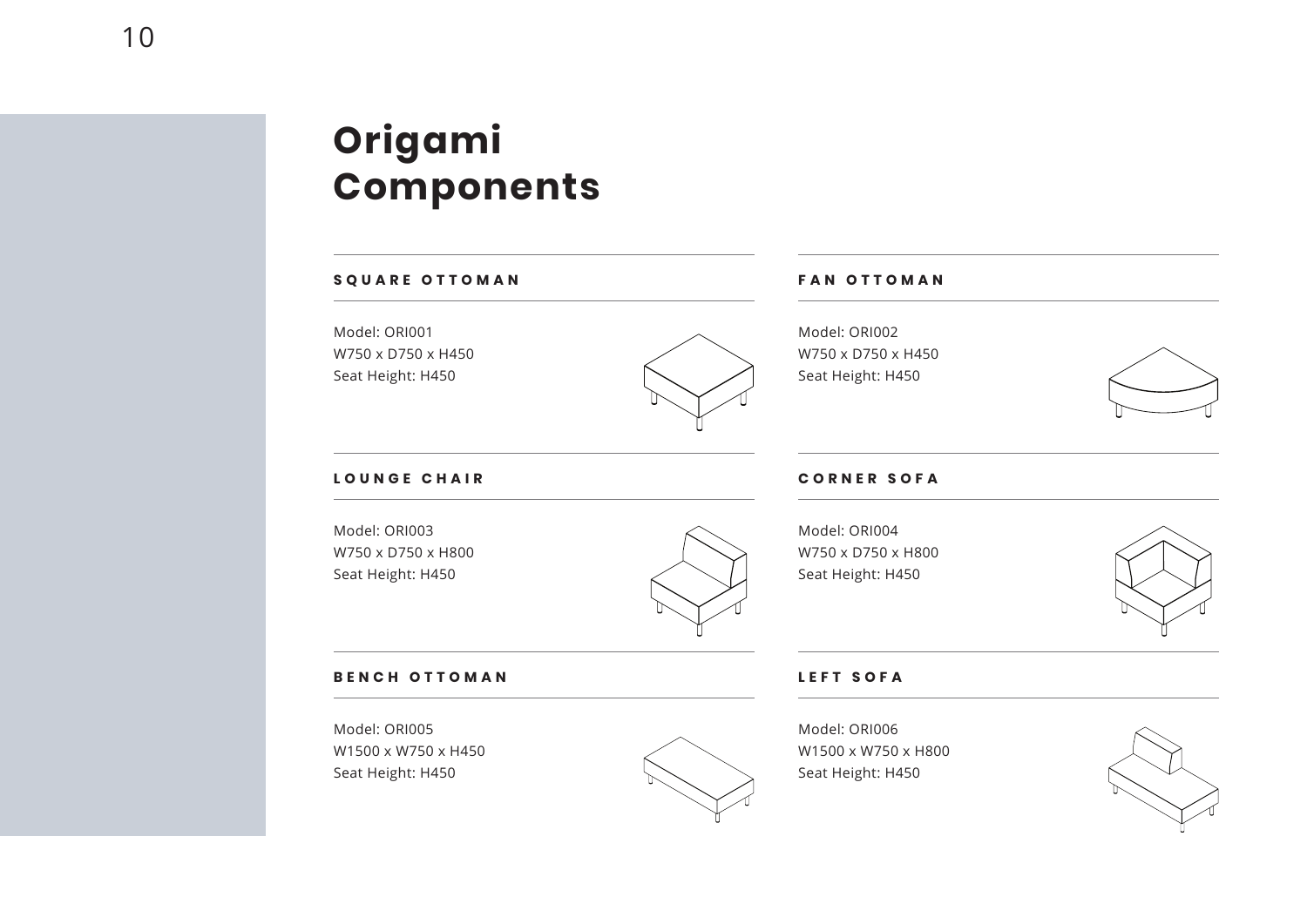# Origami Components

## SQUARE OTTOMAN

Model: ORI001
W750 x D750 x H450
Seat Height: H450

## FAN OTTOMAN

Model: ORI002
W750 x D750 x H450
Seat Height: H450

## LOUNGE CHAIR

Model: ORI003
W750 x D750 x H800
Seat Height: H450

## CORNER SOFA

Model: ORI004
W750 x D750 x H800
Seat Height: H450

## BENCH OTTOMAN

Model: ORI005
W1500 x W750 x H450
Seat Height: H450

## LEFT SOFA

Model: ORI006
W1500 x W750 x H800
Seat Height: H450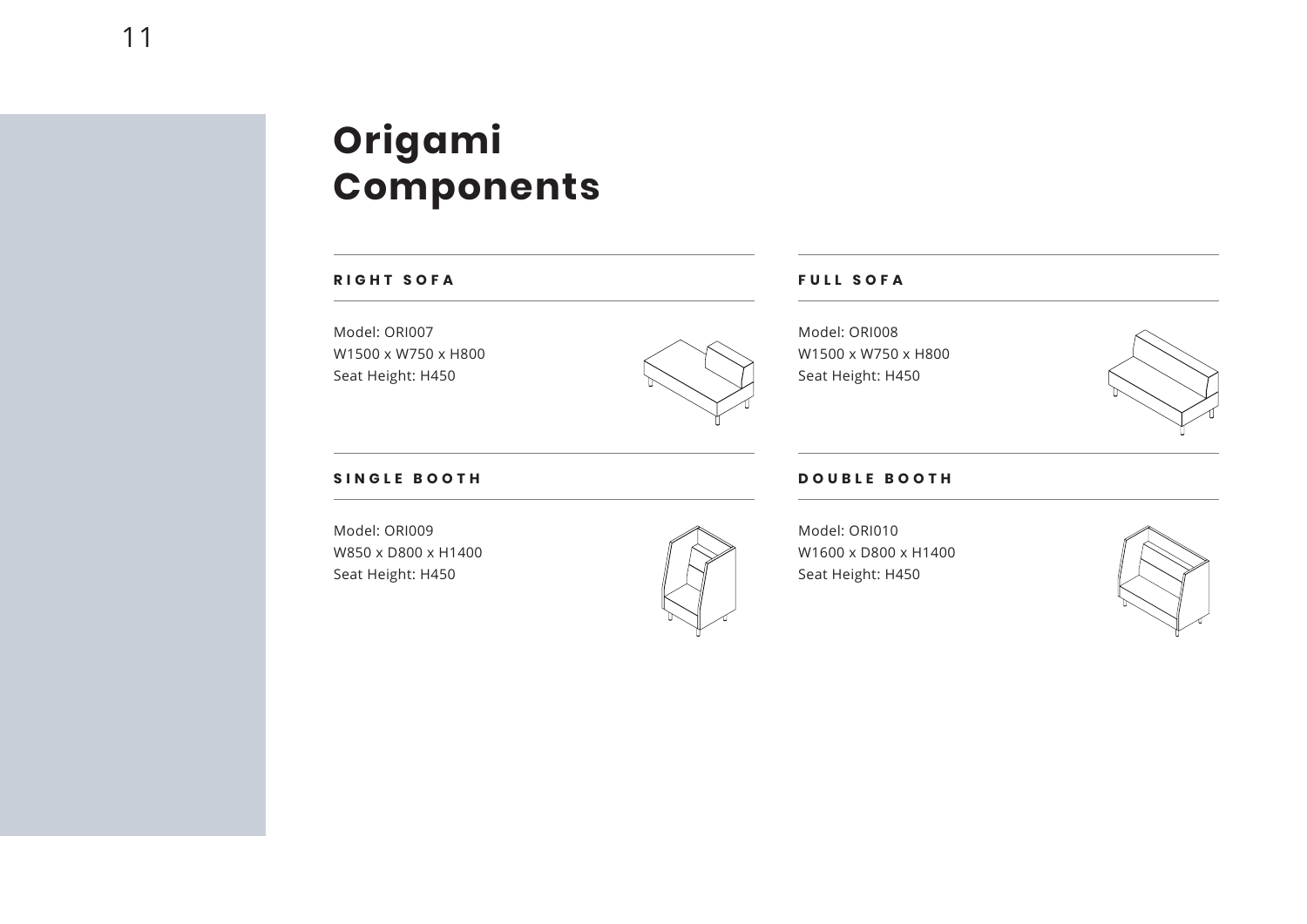# Origami Components

### RIGHT SOFA

Model: ORI007
W1500 x W750 x H800
Seat Height: H450

### FULL SOFA

Model: ORI008
W1500 x W750 x H800
Seat Height: H450

### SINGLE BOOTH

Model: ORI009
W850 x D800 x H1400
Seat Height: H450

### DOUBLE BOOTH

Model: ORI010
W1600 x D800 x H1400
Seat Height: H450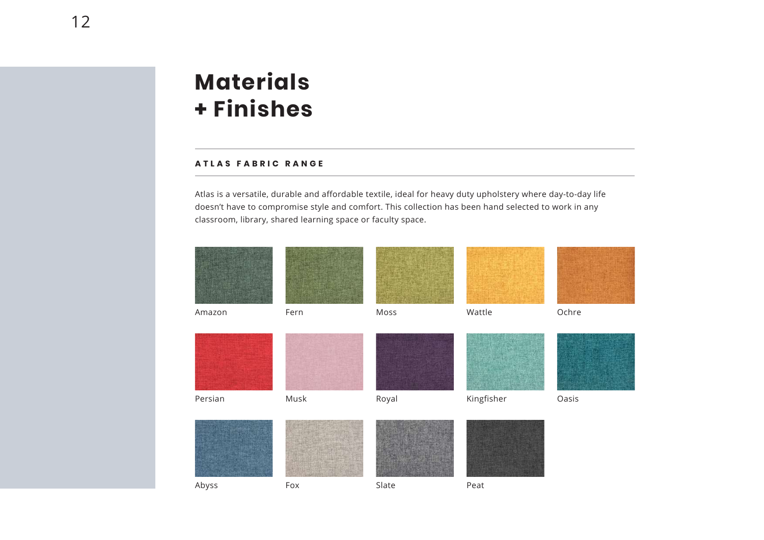# Materials + Finishes

## ATLAS FABRIC RANGE

Atlas is a versatile, durable and affordable textile, ideal for heavy duty upholstery where day-to-day life doesn't have to compromise style and comfort. This collection has been hand selected to work in any classroom, library, shared learning space or faculty space.

Amazon

Fern

Moss

Wattle

Ochre

Persian

Musk

Royal

Kingfisher

Oasis

Abyss

Fox

Slate

Peat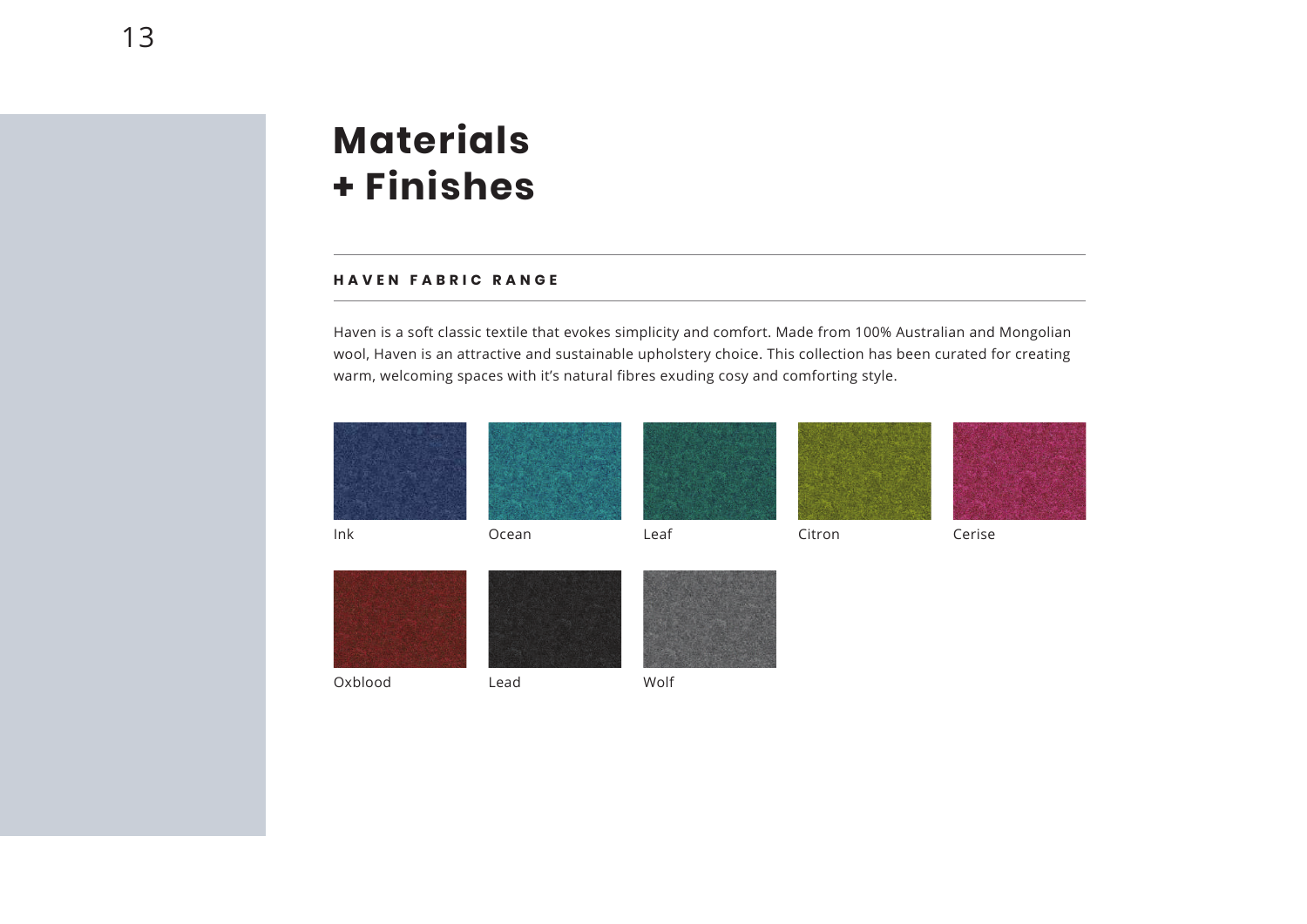# Materials + Finishes

## HAVEN FABRIC RANGE

Haven is a soft classic textile that evokes simplicity and comfort. Made from 100% Australian and Mongolian wool, Haven is an attractive and sustainable upholstery choice. This collection has been curated for creating warm, welcoming spaces with it's natural fibres exuding cosy and comforting style.

Ink

Ocean

Leaf

Citron

Cerise

Oxblood

Lead

Wolf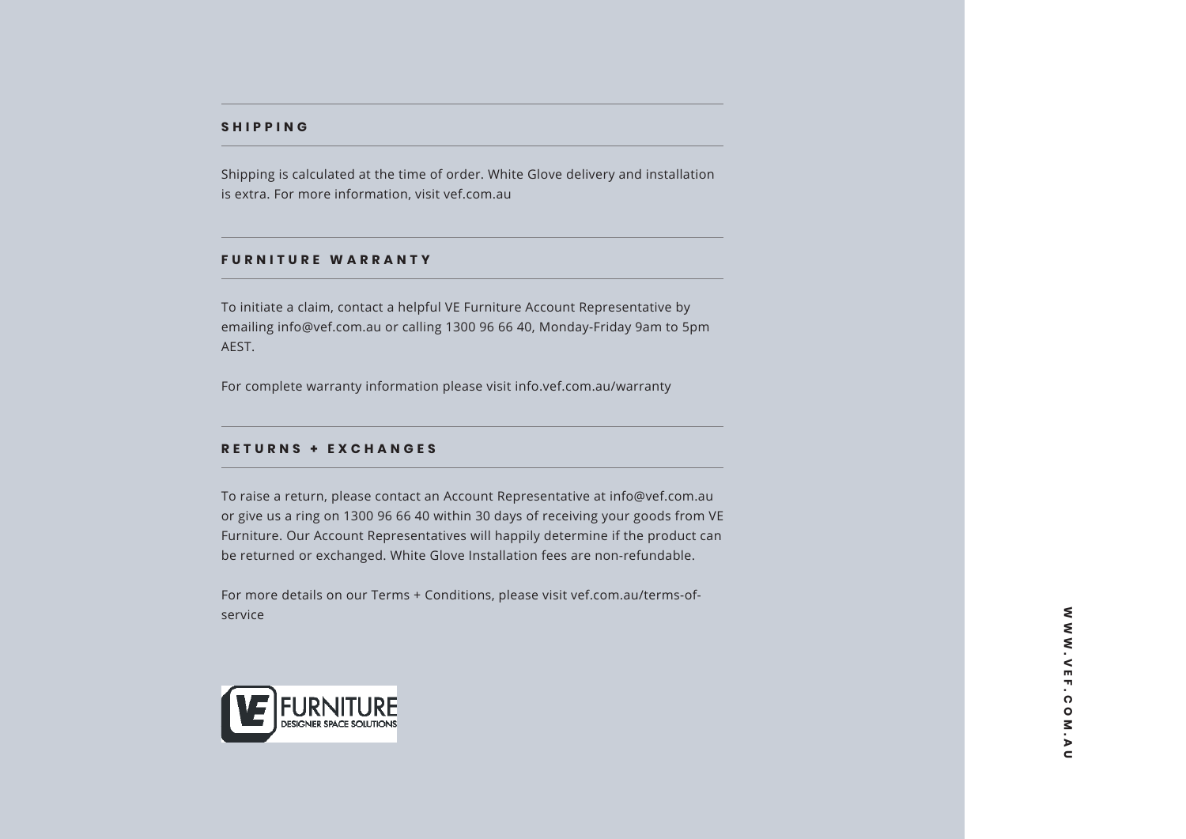## SHIPPING

Shipping is calculated at the time of order. White Glove delivery and installation is extra. For more information, visit vef.com.au

## FURNITURE WARRANTY

To initiate a claim, contact a helpful VE Furniture Account Representative by emailing info@vef.com.au or calling 1300 96 66 40, Monday-Friday 9am to 5pm AEST.

For complete warranty information please visit info.vef.com.au/warranty

## RETURNS + EXCHANGES

To raise a return, please contact an Account Representative at info@vef.com.au or give us a ring on 1300 96 66 40 within 30 days of receiving your goods from VE Furniture. Our Account Representatives will happily determine if the product can be returned or exchanged. White Glove Installation fees are non-refundable.

For more details on our Terms + Conditions, please visit vef.com.au/terms-of-service

VE FURNITURE
DESIGNER SPACE SOLUTIONS

WWW.VEF.COM.AU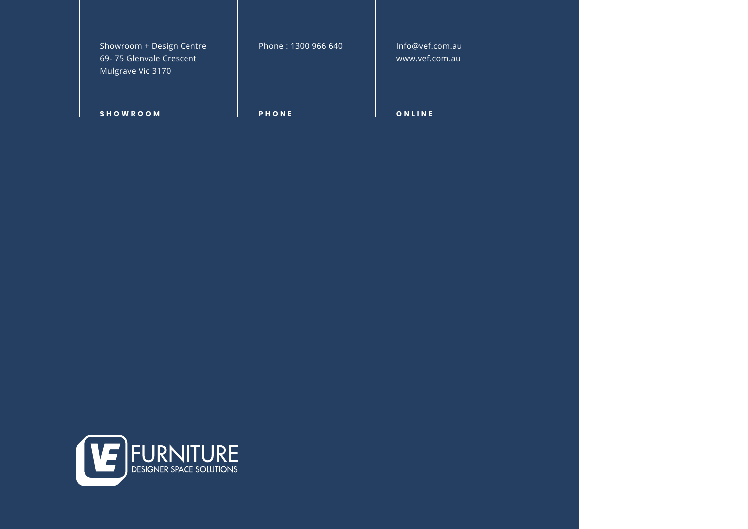Showroom + Design Centre
69- 75 Glenvale Crescent
Mulgrave Vic 3170

**SHOWROOM**

Phone : 1300 966 640

**PHONE**

Info@vef.com.au
www.vef.com.au

**ONLINE**

VE FURNITURE
DESIGNER SPACE SOLUTIONS